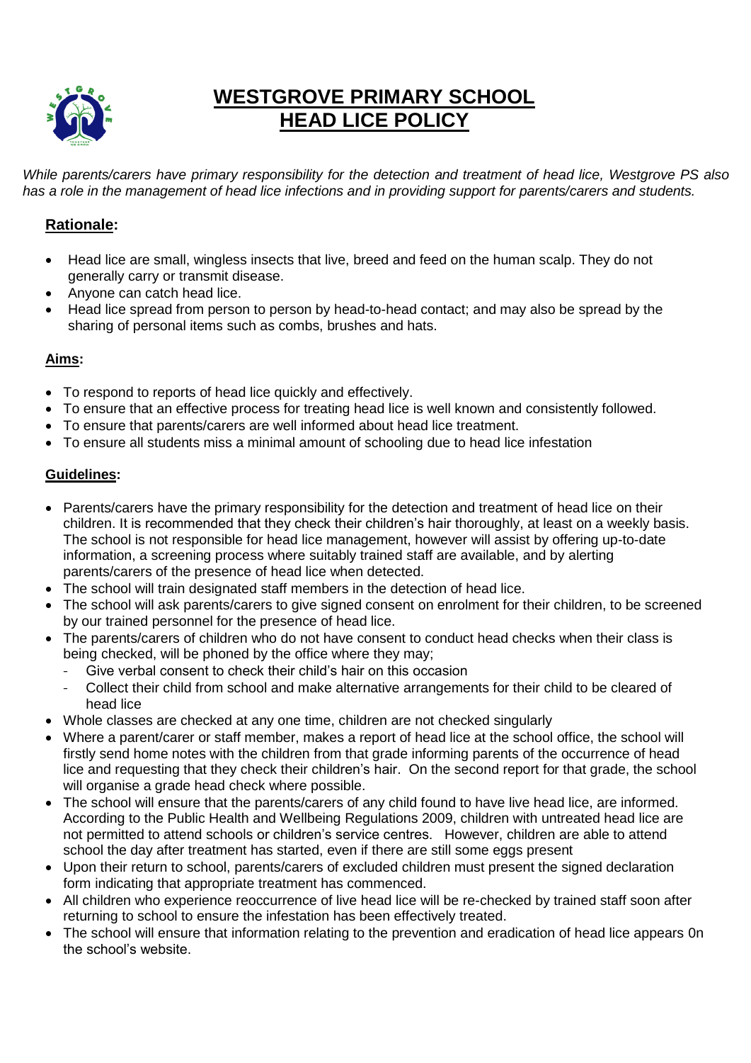# WESTGROVE PRIMARY SCHOOL
# HEAD LICE POLICY

*While parents/carers have primary responsibility for the detection and treatment of head lice, Westgrove PS also has a role in the management of head lice infections and in providing support for parents/carers and students.*

## Rationale:

- Head lice are small, wingless insects that live, breed and feed on the human scalp. They do not generally carry or transmit disease.
- Anyone can catch head lice.
- Head lice spread from person to person by head-to-head contact; and may also be spread by the sharing of personal items such as combs, brushes and hats.

## Aims:

- To respond to reports of head lice quickly and effectively.
- To ensure that an effective process for treating head lice is well known and consistently followed.
- To ensure that parents/carers are well informed about head lice treatment.
- To ensure all students miss a minimal amount of schooling due to head lice infestation

## Guidelines:

- Parents/carers have the primary responsibility for the detection and treatment of head lice on their children. It is recommended that they check their children's hair thoroughly, at least on a weekly basis. The school is not responsible for head lice management, however will assist by offering up-to-date information, a screening process where suitably trained staff are available, and by alerting parents/carers of the presence of head lice when detected.
- The school will train designated staff members in the detection of head lice.
- The school will ask parents/carers to give signed consent on enrolment for their children, to be screened by our trained personnel for the presence of head lice.
- The parents/carers of children who do not have consent to conduct head checks when their class is being checked, will be phoned by the office where they may;
  - Give verbal consent to check their child's hair on this occasion
  - Collect their child from school and make alternative arrangements for their child to be cleared of head lice
- Whole classes are checked at any one time, children are not checked singularly
- Where a parent/carer or staff member, makes a report of head lice at the school office, the school will firstly send home notes with the children from that grade informing parents of the occurrence of head lice and requesting that they check their children's hair. On the second report for that grade, the school will organise a grade head check where possible.
- The school will ensure that the parents/carers of any child found to have live head lice, are informed. According to the Public Health and Wellbeing Regulations 2009, children with untreated head lice are not permitted to attend schools or children's service centres. However, children are able to attend school the day after treatment has started, even if there are still some eggs present
- Upon their return to school, parents/carers of excluded children must present the signed declaration form indicating that appropriate treatment has commenced.
- All children who experience reoccurrence of live head lice will be re-checked by trained staff soon after returning to school to ensure the infestation has been effectively treated.
- The school will ensure that information relating to the prevention and eradication of head lice appears 0n the school's website.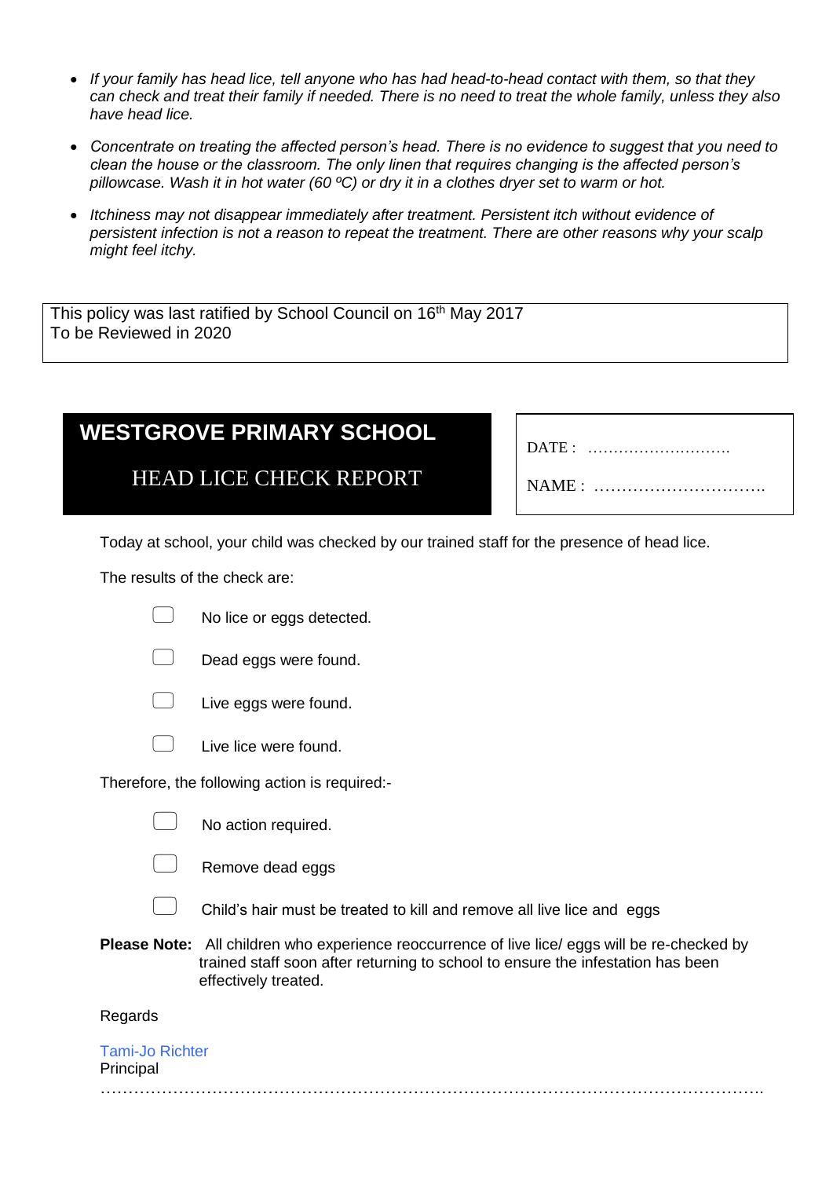- *If your family has head lice, tell anyone who has had head-to-head contact with them, so that they can check and treat their family if needed. There is no need to treat the whole family, unless they also have head lice.*
- *Concentrate on treating the affected person's head. There is no evidence to suggest that you need to clean the house or the classroom. The only linen that requires changing is the affected person's pillowcase. Wash it in hot water (60 ºC) or dry it in a clothes dryer set to warm or hot.*
- *Itchiness may not disappear immediately after treatment. Persistent itch without evidence of persistent infection is not a reason to repeat the treatment. There are other reasons why your scalp might feel itchy.*

This policy was last ratified by School Council on 16th May 2017
To be Reviewed in 2020

# WESTGROVE PRIMARY SCHOOL

## HEAD LICE CHECK REPORT

DATE : ……………………….

NAME : ………………………….

Today at school, your child was checked by our trained staff for the presence of head lice.

The results of the check are:

- ☐ No lice or eggs detected.
- ☐ Dead eggs were found.
- ☐ Live eggs were found.
- ☐ Live lice were found.

Therefore, the following action is required:-

- ☐ No action required.
- ☐ Remove dead eggs
- ☐ Child's hair must be treated to kill and remove all live lice and eggs

**Please Note:** All children who experience reoccurrence of live lice/ eggs will be re-checked by trained staff soon after returning to school to ensure the infestation has been effectively treated.

Regards

Tami-Jo Richter
Principal

…………………………………………………………………………………………………………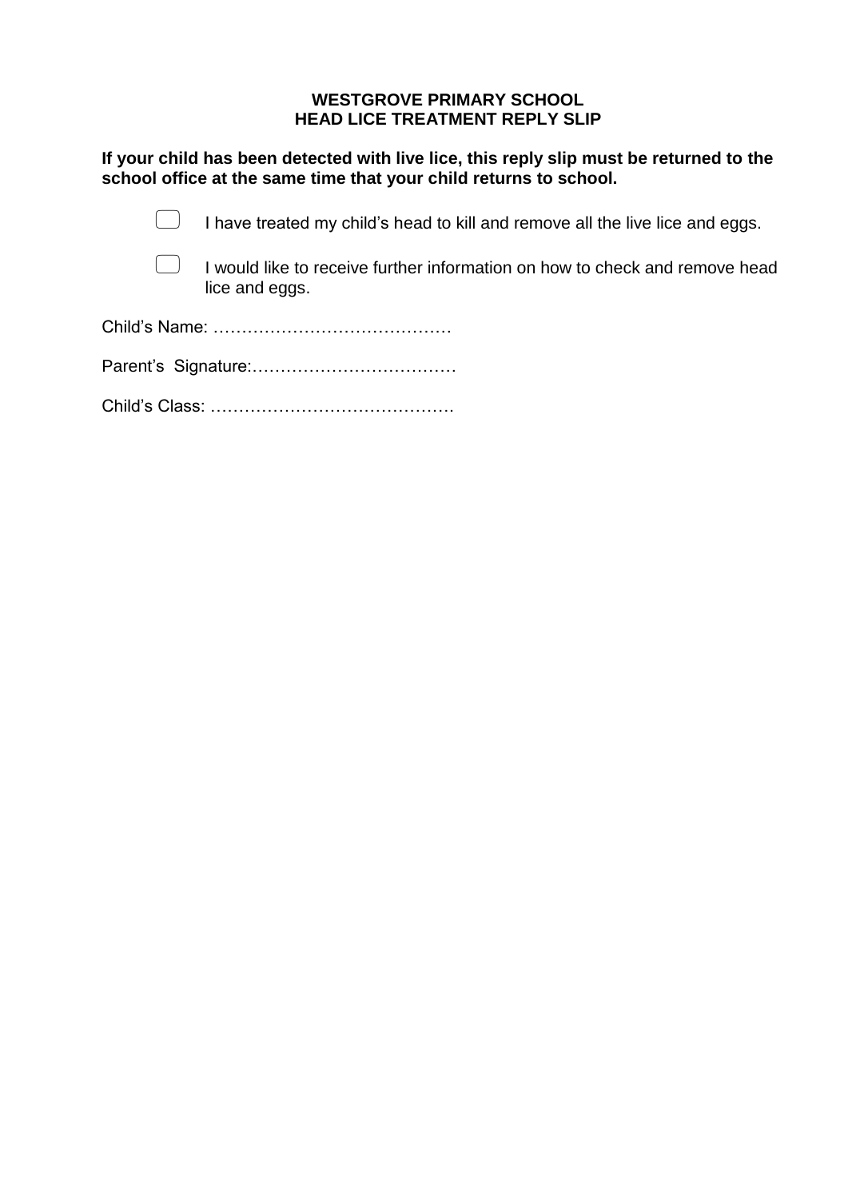**WESTGROVE PRIMARY SCHOOL**
**HEAD LICE TREATMENT REPLY SLIP**

**If your child has been detected with live lice, this reply slip must be returned to the school office at the same time that your child returns to school.**

- ☐ I have treated my child’s head to kill and remove all the live lice and eggs.
- ☐ I would like to receive further information on how to check and remove head lice and eggs.

Child’s Name: ……………………………………

Parent’s Signature:………………………………

Child’s Class: ……………………………………